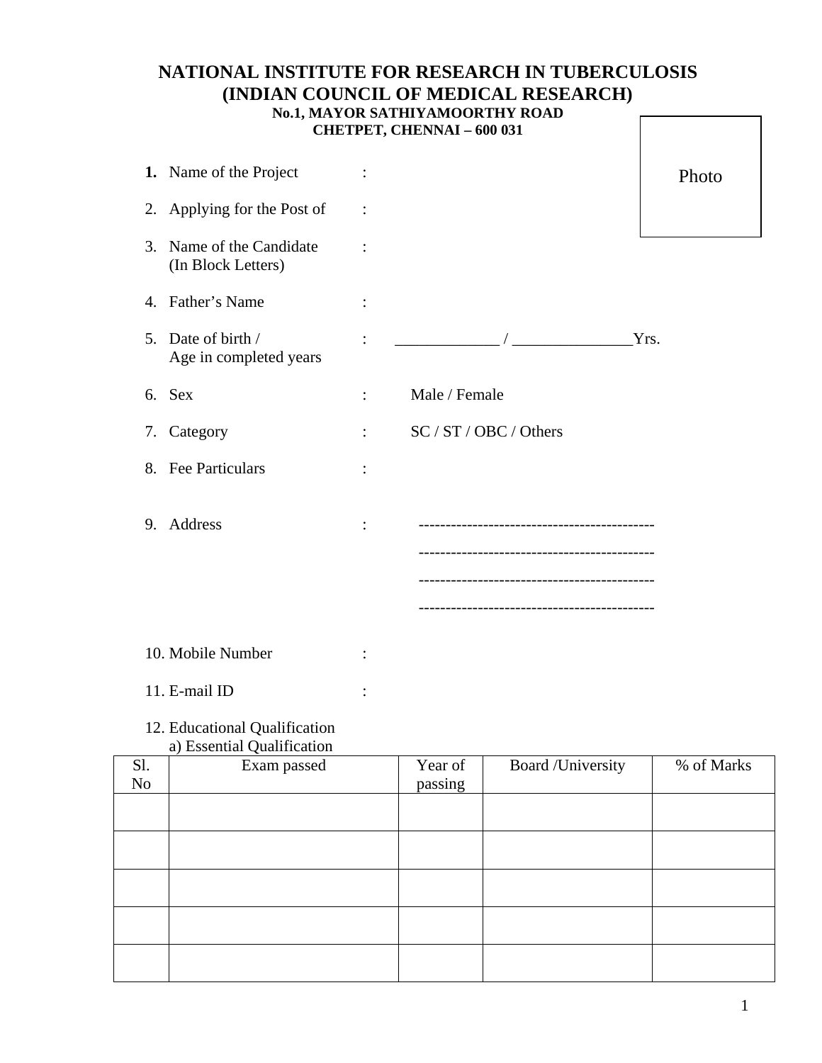# NATIONAL INSTITUTE FOR RESEARCH IN TUBERCULOSIS
# (INDIAN COUNCIL OF MEDICAL RESEARCH)

**No.1, MAYOR SATHIYAMOORTHY ROAD**
**CHETPET, CHENNAI – 600 031**

Photo

1. Name of the Project :
2. Applying for the Post of :
3. Name of the Candidate (In Block Letters) :
4. Father's Name :
5. Date of birth / Age in completed years : _____________ / _______________Yrs.
6. Sex : Male / Female
7. Category : SC / ST / OBC / Others
8. Fee Particulars :
9. Address :
   --------------------------------------------
   --------------------------------------------
   --------------------------------------------
   --------------------------------------------
10. Mobile Number :
11. E-mail ID :
12. Educational Qualification
    a) Essential Qualification

| Sl. No | Exam passed | Year of passing | Board /University | % of Marks |
|---|---|---|---|---|
| | | | | |
| | | | | |
| | | | | |
| | | | | |
| | | | | |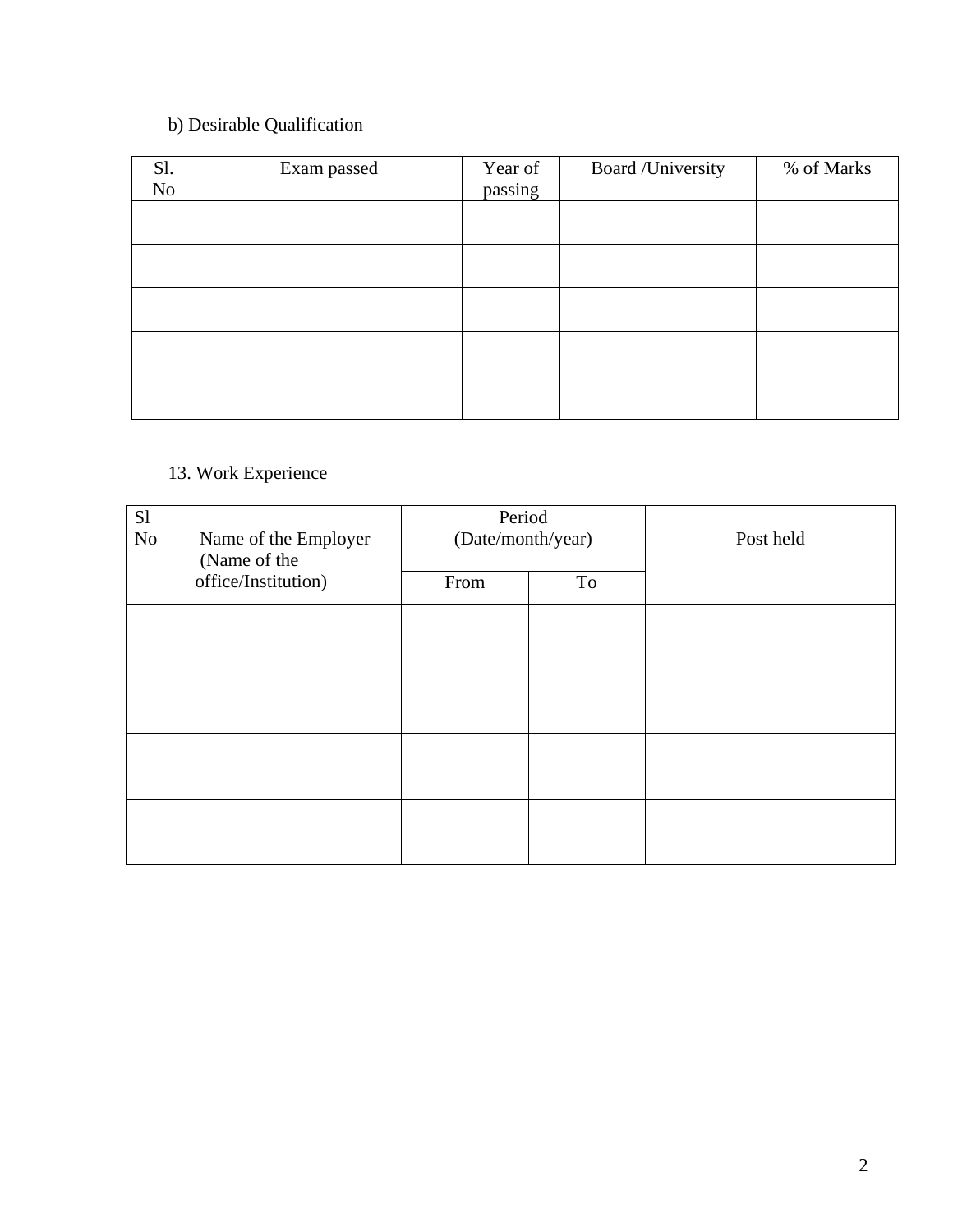b) Desirable Qualification

| Sl. No | Exam passed | Year of passing | Board /University | % of Marks |
|---|---|---|---|---|
| | | | | |
| | | | | |
| | | | | |
| | | | | |
| | | | | |

13. Work Experience

| Sl No | Name of the Employer (Name of the office/Institution) | Period (Date/month/year) | | Post held |
|---|---|---|---|---|
| | | From | To | |
| | | | | |
| | | | | |
| | | | | |
| | | | | |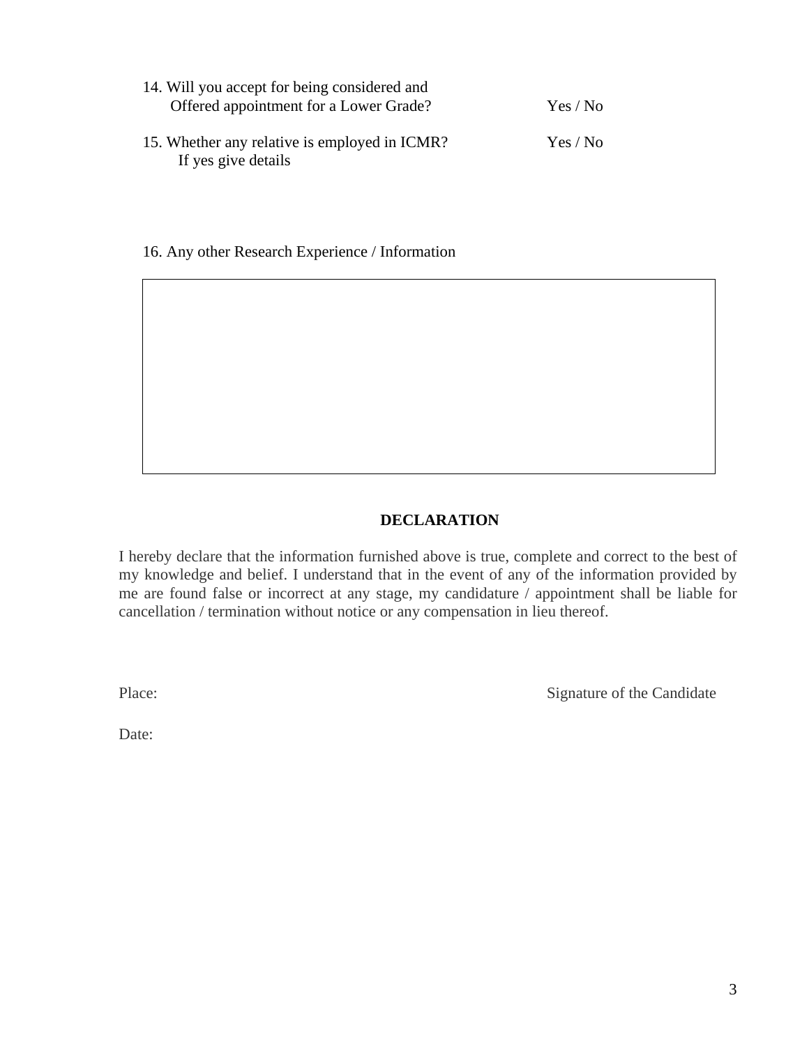14. Will you accept for being considered and Offered appointment for a Lower Grade? Yes / No

15. Whether any relative is employed in ICMR? Yes / No
    If yes give details

16. Any other Research Experience / Information

## DECLARATION

I hereby declare that the information furnished above is true, complete and correct to the best of my knowledge and belief. I understand that in the event of any of the information provided by me are found false or incorrect at any stage, my candidature / appointment shall be liable for cancellation / termination without notice or any compensation in lieu thereof.

Place: Signature of the Candidate

Date: